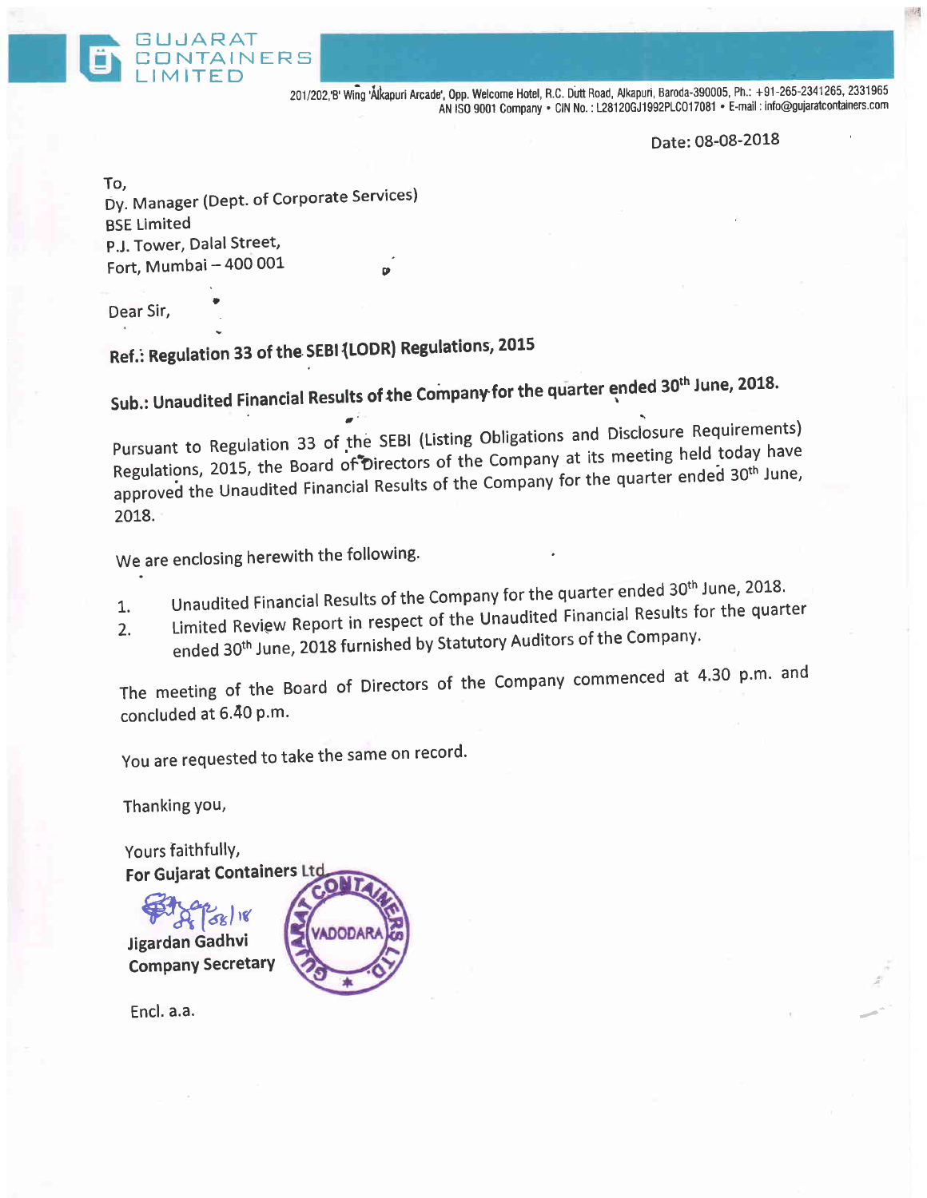GUJARAT CONTAINERS LIMITED

201/202,'B' Wing 'Alkapuri Arcade', Opp. Welcome Hotel, R.C. Dutt Road, Alkapuri, Baroda-390005, Ph.: +91-265-2341265, 2331965
AN ISO 9001 Company • CIN No. : L28120GJ1992PLC017081 • E-mail : info@gujaratcontainers.com

Date: 08-08-2018

To,
Dy. Manager (Dept. of Corporate Services)
BSE Limited
P.J. Tower, Dalal Street,
Fort, Mumbai – 400 001

Dear Sir,

**Ref.: Regulation 33 of the SEBI (LODR) Regulations, 2015**

**Sub.: Unaudited Financial Results of the Company for the quarter ended 30th June, 2018.**

Pursuant to Regulation 33 of the SEBI (Listing Obligations and Disclosure Requirements) Regulations, 2015, the Board of Directors of the Company at its meeting held today have approved the Unaudited Financial Results of the Company for the quarter ended 30th June, 2018.

We are enclosing herewith the following.

1. Unaudited Financial Results of the Company for the quarter ended 30th June, 2018.
2. Limited Review Report in respect of the Unaudited Financial Results for the quarter ended 30th June, 2018 furnished by Statutory Auditors of the Company.

The meeting of the Board of Directors of the Company commenced at 4.30 p.m. and concluded at 6.40 p.m.

You are requested to take the same on record.

Thanking you,

Yours faithfully,
**For Gujarat Containers Ltd**

**Jigardan Gadhvi**
**Company Secretary**

Encl. a.a.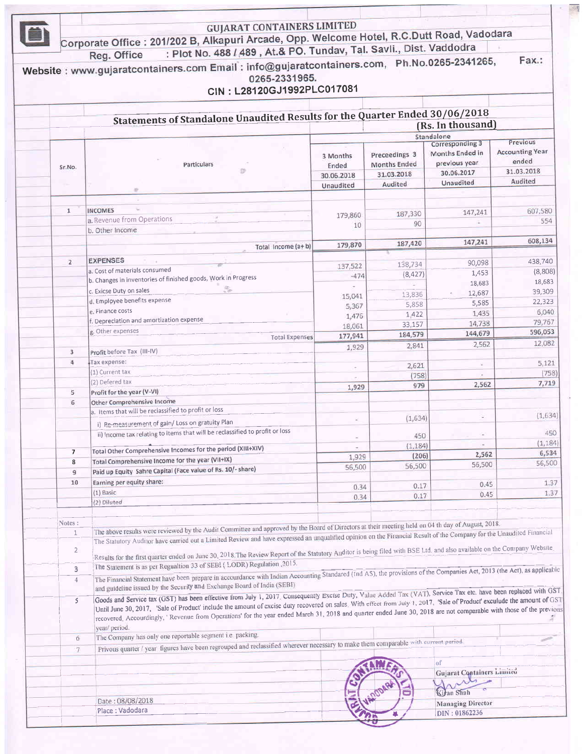# GUJARAT CONTAINERS LIMITED

Corporate Office : 201/202 B, Alkapuri Arcade, Opp. Welcome Hotel, R.C.Dutt Road, Vadodara

Reg. Office : Plot No. 488 / 489 , At.& PO. Tundav, Tal. Savli., Dist. Vaddodra

Website : www.gujaratcontainers.com Email : info@gujaratcontainers.com, Ph.No.0265-2341265, Fax.: 0265-2331965.

CIN : L28120GJ1992PLC017081

## Statements of Standalone Unaudited Results for the Quarter Ended 30/06/2018

(Rs. In thousand)

| Sr.No. | Particulars | Standalone | | | |
|---|---|---|---|---|---|
| | | 3 Months Ended 30.06.2018 Unaudited | Preceedings 3 Months Ended 31.03.2018 Audited | Corresponding 3 Months Ended in previous year 30.06.2017 Unaudited | Previous Accounting Year ended 31.03.2018 Audited |
| 1 | INCOMES | | | | |
| | a. Revenue from Operations | 179,860 | 187,330 | 147,241 | 607,580 |
| | b. Other Income | 10 | 90 | - | 554 |
| | Total Income (a+ b) | 179,870 | 187,420 | 147,241 | 608,134 |
| 2 | EXPENSES | | | | |
| | a. Cost of materials consumed | 137,522 | 138,734 | 90,098 | 438,740 |
| | b. Changes in inventories of finished goods, Work in Progress | -474 | (8,427) | 1,453 | (8,808) |
| | c. Exicse Duty on sales | - | - | 18,683 | 18,683 |
| | d. Employee benefits expense | 15,041 | 13,836 | 12,687 | 39,309 |
| | e. Finance costs | 5,367 | 5,858 | 5,585 | 22,323 |
| | f. Depreciation and amortization expense | 1,476 | 1,422 | 1,435 | 6,040 |
| | g. Other expenses | 18,061 | 33,157 | 14,738 | 79,767 |
| | Total Expenses | 177,941 | 184,579 | 144,679 | 596,053 |
| 3 | Profit before Tax (III-IV) | 1,929 | 2,841 | 2,562 | 12,082 |
| 4 | Tax expense: | | | | |
| | (1) Current tax | - | 2,621 | - | 5,121 |
| | (2) Defered tax | - | (758) | - | (758) |
| 5 | Profit for the year (V-VI) | 1,929 | 979 | 2,562 | 7,719 |
| 6 | Other Comprehensive Income | | | | |
| | a. Items that will be reclassified to profit or loss | | | | |
| | i) Re-measurement of gain/ Loss on gratuity Plan | - | (1,634) | - | (1,634) |
| | ii) Income tax relating to items that will be reclassified to profit or loss | - | 450 | - | 450 |
| 7 | Total Other Comprehensive Incomes for the period (XIII+XIV) | - | (1,184) | - | (1,184) |
| 8 | Total Comprehensive Income for the year (VII+IX) | 1,929 | (206) | 2,562 | 6,534 |
| 9 | Paid up Equity Sahre Capital (Face value of Rs. 10/- share) | 56,500 | 56,500 | 56,500 | 56,500 |
| 10 | Earning per equity share: | | | | |
| | (1) Basic | 0.34 | 0.17 | 0.45 | 1.37 |
| | (2) Diluted | 0.34 | 0.17 | 0.45 | 1.37 |

Notes :

1. The above results were reviewed by the Audit Committee and approved by the Board of Directors at their meeting held on 04 th day of August, 2018.
2. The Statutory Auditor have carried out a Limited Review and have expressed an unqualified opinion on the Financial Result of the Company for the Unaudited Financial Results for the first quarter ended on June 30, 2018.The Review Report of the Statutory Auditor is being filed with BSE Ltd. and also available on the Company Website.
3. The Statement is as per Regualtion 33 of SEBI ( LODR) Regulation ,2015.
4. The Financial Statement have been prepare in accourdance with Indian Accounting Standared (Ind AS), the provisions of the Companies Act, 2013 (the Act), as applicable and guideline issued by the Security and Exchange Board of India (SEBI)
5. Goods and Service tax (GST) has been effective from July 1, 2017. Consequently Excise Duty, Value Added Tax (VAT), Service Tax etc. have been replaced with GST. Until June 30, 2017, 'Sale of Product' include the amount of excise duty recovered on sales. With effect from July 1, 2017, 'Sale of Product' exculude the amount of GST recovered, Accordingly, ' Revenue from Operations' for the year ended March 31, 2018 and quarter ended June 30, 2018 are not comparable with those of the previous year/ period.
6. The Company has only one reportable segment i.e. packing.
7. Privous quarter / year figures have been regrouped and reclassified wherever necessary to make them comparable with current period.

Date : 08/08/2018

Place : Vadodara

of Gujarat Containers Limited

Kiran Shah

Managing Director

DIN : 01862236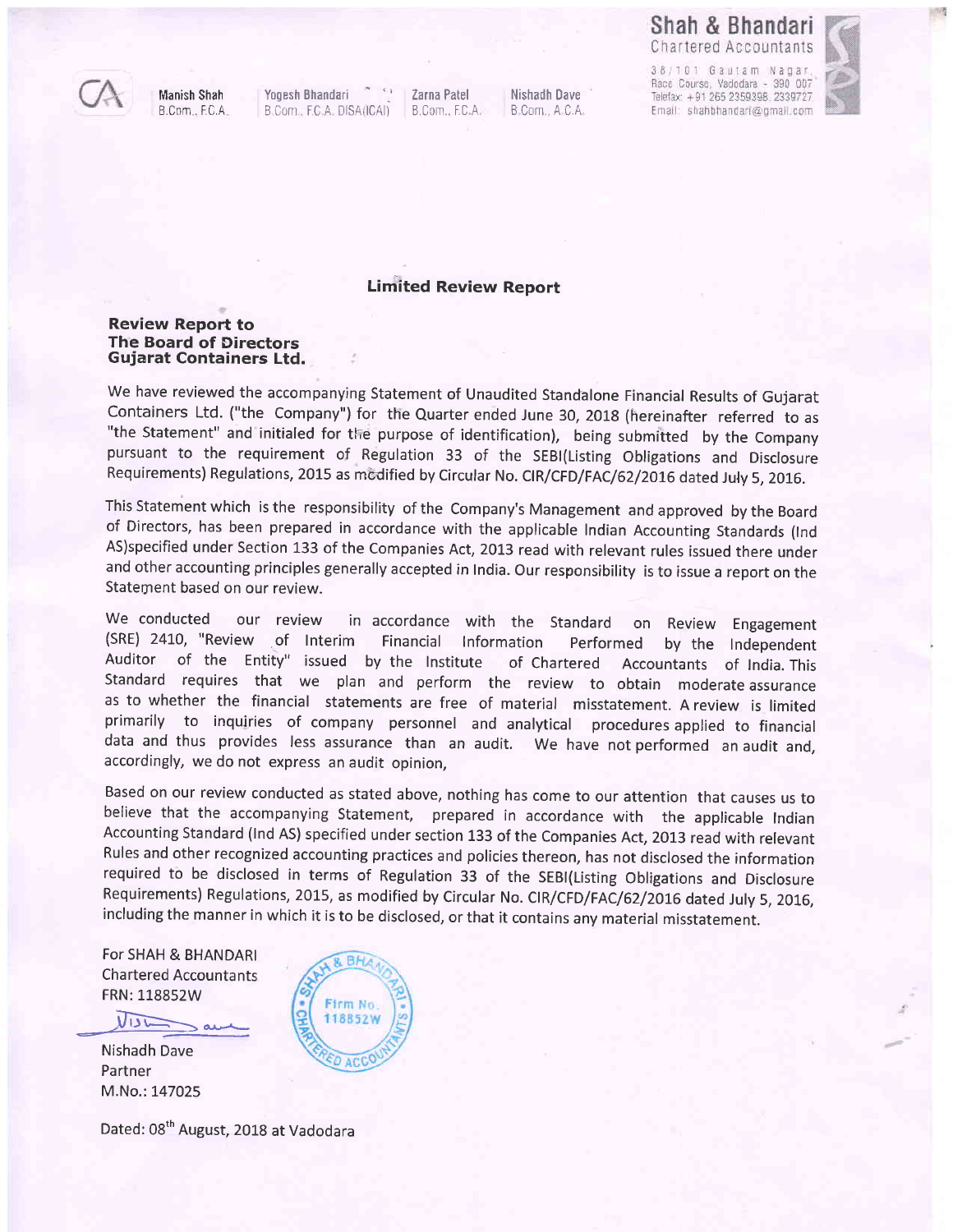Shah & Bhandari
Chartered Accountants

38/101 Gautam Nagar, Race Course, Vadodara - 390 007
Telefax: +91 265 2359398, 2339727
Email: shahbhandari@gmail.com

Manish Shah B.Com., F.C.A. | Yogesh Bhandari B.Com., F.C.A. DISA(ICAI) | Zarna Patel B.Com., F.C.A. | Nishadh Dave B.Com., A.C.A.

## Limited Review Report

**Review Report to**
**The Board of Directors**
**Gujarat Containers Ltd.**

We have reviewed the accompanying Statement of Unaudited Standalone Financial Results of Gujarat Containers Ltd. ("the Company") for the Quarter ended June 30, 2018 (hereinafter referred to as "the Statement" and initialed for the purpose of identification), being submitted by the Company pursuant to the requirement of Regulation 33 of the SEBI(Listing Obligations and Disclosure Requirements) Regulations, 2015 as modified by Circular No. CIR/CFD/FAC/62/2016 dated July 5, 2016.

This Statement which is the responsibility of the Company's Management and approved by the Board of Directors, has been prepared in accordance with the applicable Indian Accounting Standards (Ind AS)specified under Section 133 of the Companies Act, 2013 read with relevant rules issued there under and other accounting principles generally accepted in India. Our responsibility is to issue a report on the Statement based on our review.

We conducted our review in accordance with the Standard on Review Engagement (SRE) 2410, "Review of Interim Financial Information Performed by the Independent Auditor of the Entity" issued by the Institute of Chartered Accountants of India. This Standard requires that we plan and perform the review to obtain moderate assurance as to whether the financial statements are free of material misstatement. A review is limited primarily to inquiries of company personnel and analytical procedures applied to financial data and thus provides less assurance than an audit. We have not performed an audit and, accordingly, we do not express an audit opinion,

Based on our review conducted as stated above, nothing has come to our attention that causes us to believe that the accompanying Statement, prepared in accordance with the applicable Indian Accounting Standard (Ind AS) specified under section 133 of the Companies Act, 2013 read with relevant Rules and other recognized accounting practices and policies thereon, has not disclosed the information required to be disclosed in terms of Regulation 33 of the SEBI(Listing Obligations and Disclosure Requirements) Regulations, 2015, as modified by Circular No. CIR/CFD/FAC/62/2016 dated July 5, 2016, including the manner in which it is to be disclosed, or that it contains any material misstatement.

For SHAH & BHANDARI
Chartered Accountants
FRN: 118852W

Nishadh Dave
Partner
M.No.: 147025

Dated: 08th August, 2018 at Vadodara